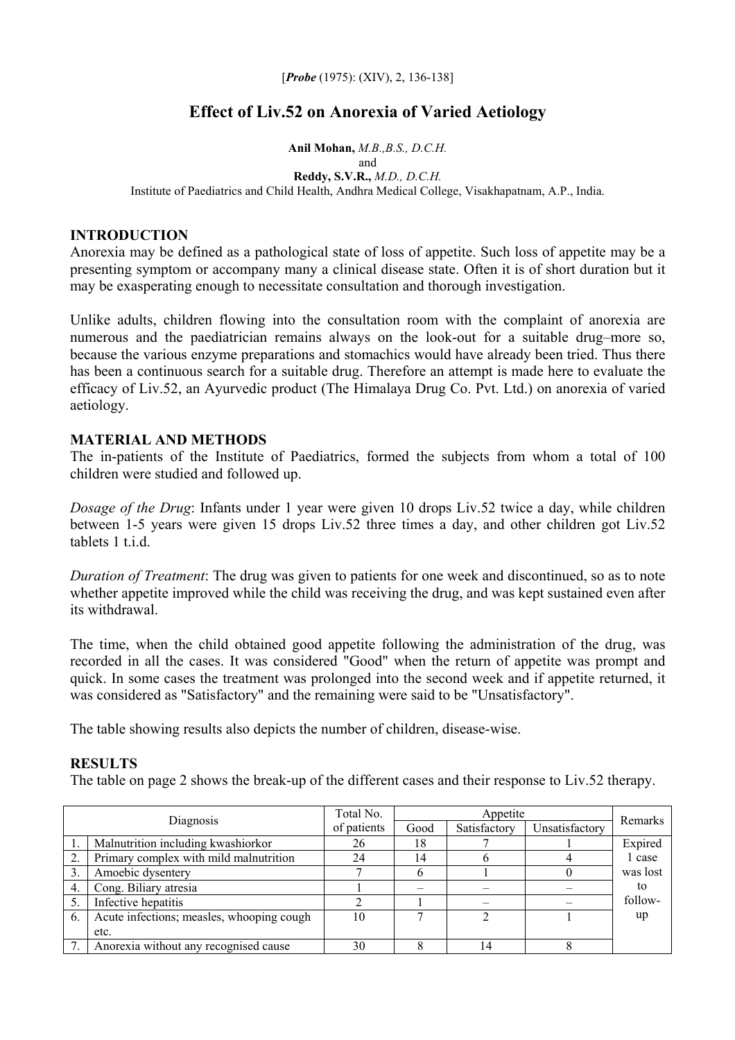[*Probe* (1975): (XIV), 2, 136-138]

# Effect of Liv.52 on Anorexia of Varied Aetiology

**Anil Mohan,** *M.B.,B.S., D.C.H.*
and
**Reddy, S.V.R.,** *M.D., D.C.H.*
Institute of Paediatrics and Child Health, Andhra Medical College, Visakhapatnam, A.P., India.

## INTRODUCTION

Anorexia may be defined as a pathological state of loss of appetite. Such loss of appetite may be a presenting symptom or accompany many a clinical disease state. Often it is of short duration but it may be exasperating enough to necessitate consultation and thorough investigation.

Unlike adults, children flowing into the consultation room with the complaint of anorexia are numerous and the paediatrician remains always on the look-out for a suitable drug–more so, because the various enzyme preparations and stomachics would have already been tried. Thus there has been a continuous search for a suitable drug. Therefore an attempt is made here to evaluate the efficacy of Liv.52, an Ayurvedic product (The Himalaya Drug Co. Pvt. Ltd.) on anorexia of varied aetiology.

## MATERIAL AND METHODS

The in-patients of the Institute of Paediatrics, formed the subjects from whom a total of 100 children were studied and followed up.

*Dosage of the Drug*: Infants under 1 year were given 10 drops Liv.52 twice a day, while children between 1-5 years were given 15 drops Liv.52 three times a day, and other children got Liv.52 tablets 1 t.i.d.

*Duration of Treatment*: The drug was given to patients for one week and discontinued, so as to note whether appetite improved while the child was receiving the drug, and was kept sustained even after its withdrawal.

The time, when the child obtained good appetite following the administration of the drug, was recorded in all the cases. It was considered "Good" when the return of appetite was prompt and quick. In some cases the treatment was prolonged into the second week and if appetite returned, it was considered as "Satisfactory" and the remaining were said to be "Unsatisfactory".

The table showing results also depicts the number of children, disease-wise.

## RESULTS

The table on page 2 shows the break-up of the different cases and their response to Liv.52 therapy.

| | Diagnosis | Total No. of patients | Appetite | | | Remarks |
|---|---|---|---|---|---|---|
| | | | Good | Satisfactory | Unsatisfactory | |
| 1. | Malnutrition including kwashiorkor | 26 | 18 | 7 | 1 | Expired 1 case was lost to follow-up |
| 2. | Primary complex with mild malnutrition | 24 | 14 | 6 | 4 | |
| 3. | Amoebic dysentery | 7 | 6 | 1 | 0 | |
| 4. | Cong. Biliary atresia | 1 | – | – | – | |
| 5. | Infective hepatitis | 2 | 1 | – | – | |
| 6. | Acute infections; measles, whooping cough etc. | 10 | 7 | 2 | 1 | |
| 7. | Anorexia without any recognised cause | 30 | 8 | 14 | 8 | |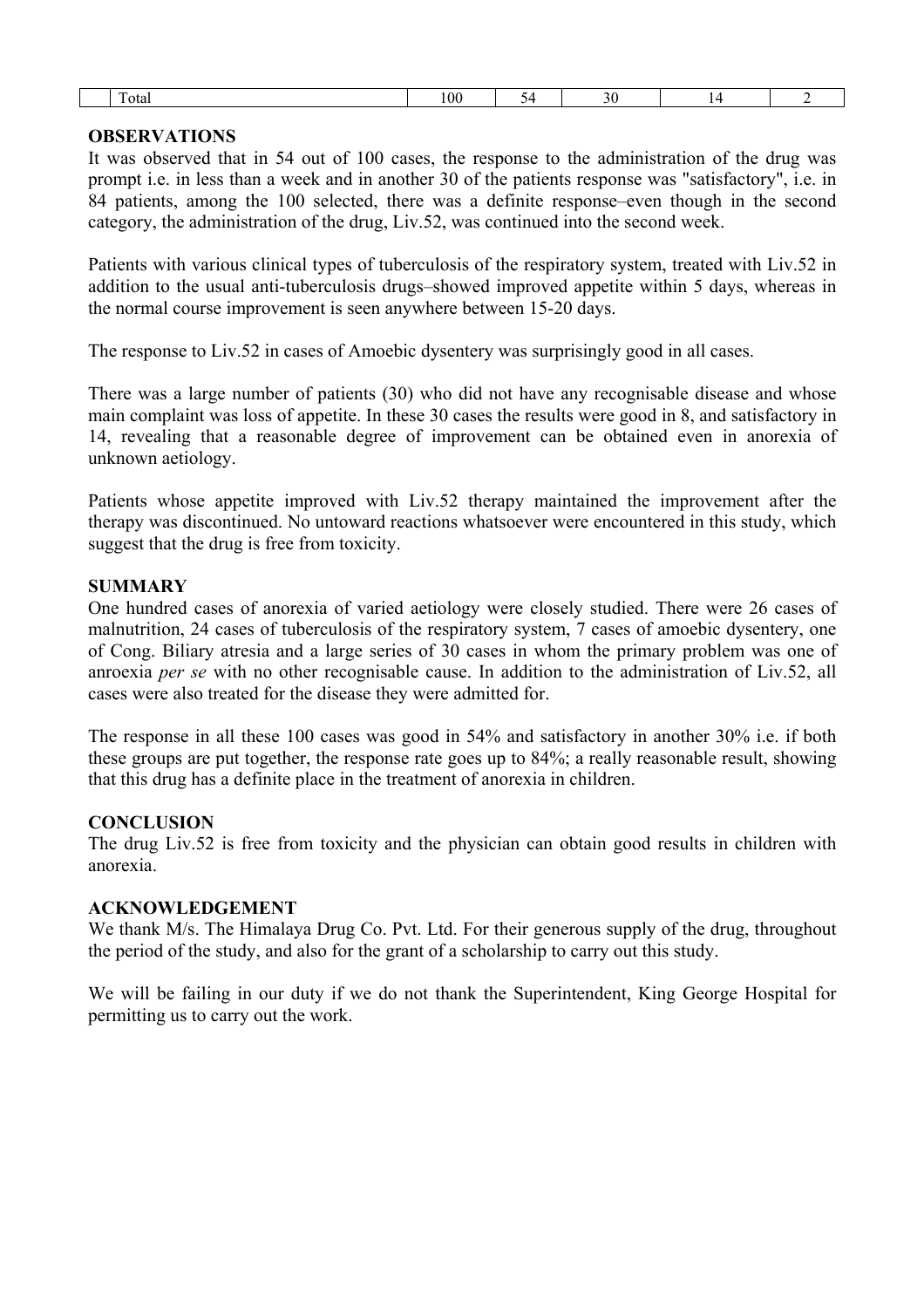| | | | | | | |
|---|---|---|---|---|---|---|
| | Total | 100 | 54 | 30 | 14 | 2 |

**OBSERVATIONS**

It was observed that in 54 out of 100 cases, the response to the administration of the drug was prompt i.e. in less than a week and in another 30 of the patients response was "satisfactory", i.e. in 84 patients, among the 100 selected, there was a definite response–even though in the second category, the administration of the drug, Liv.52, was continued into the second week.

Patients with various clinical types of tuberculosis of the respiratory system, treated with Liv.52 in addition to the usual anti-tuberculosis drugs–showed improved appetite within 5 days, whereas in the normal course improvement is seen anywhere between 15-20 days.

The response to Liv.52 in cases of Amoebic dysentery was surprisingly good in all cases.

There was a large number of patients (30) who did not have any recognisable disease and whose main complaint was loss of appetite. In these 30 cases the results were good in 8, and satisfactory in 14, revealing that a reasonable degree of improvement can be obtained even in anorexia of unknown aetiology.

Patients whose appetite improved with Liv.52 therapy maintained the improvement after the therapy was discontinued. No untoward reactions whatsoever were encountered in this study, which suggest that the drug is free from toxicity.

**SUMMARY**

One hundred cases of anorexia of varied aetiology were closely studied. There were 26 cases of malnutrition, 24 cases of tuberculosis of the respiratory system, 7 cases of amoebic dysentery, one of Cong. Biliary atresia and a large series of 30 cases in whom the primary problem was one of anroexia *per se* with no other recognisable cause. In addition to the administration of Liv.52, all cases were also treated for the disease they were admitted for.

The response in all these 100 cases was good in 54% and satisfactory in another 30% i.e. if both these groups are put together, the response rate goes up to 84%; a really reasonable result, showing that this drug has a definite place in the treatment of anorexia in children.

**CONCLUSION**

The drug Liv.52 is free from toxicity and the physician can obtain good results in children with anorexia.

**ACKNOWLEDGEMENT**

We thank M/s. The Himalaya Drug Co. Pvt. Ltd. For their generous supply of the drug, throughout the period of the study, and also for the grant of a scholarship to carry out this study.

We will be failing in our duty if we do not thank the Superintendent, King George Hospital for permitting us to carry out the work.